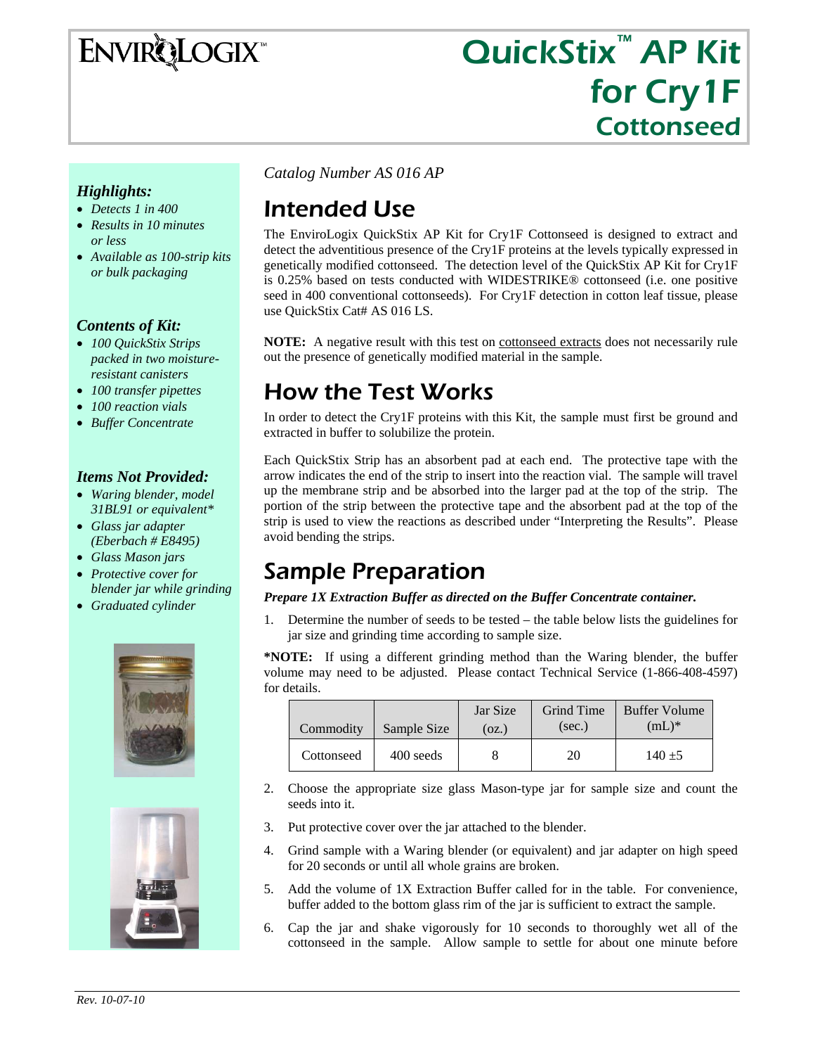# ENVIROLOGIX™

# QuickStix™ AP Kit for Cry1F Cottonseed

*Highlights:*

- *Detects 1 in 400*
- *Results in 10 minutes or less*
- *Available as 100-strip kits or bulk packaging*

*Contents of Kit:*

- *100 QuickStix Strips packed in two moisture-resistant canisters*
- *100 transfer pipettes*
- *100 reaction vials*
- *Buffer Concentrate*

*Items Not Provided:*

- *Waring blender, model 31BL91 or equivalent**
- *Glass jar adapter (Eberbach # E8495)*
- *Glass Mason jars*
- *Protective cover for blender jar while grinding*
- *Graduated cylinder*

*Catalog Number AS 016 AP*

## Intended Use

The EnviroLogix QuickStix AP Kit for Cry1F Cottonseed is designed to extract and detect the adventitious presence of the Cry1F proteins at the levels typically expressed in genetically modified cottonseed. The detection level of the QuickStix AP Kit for Cry1F is 0.25% based on tests conducted with WIDESTRIKE® cottonseed (i.e. one positive seed in 400 conventional cottonseeds). For Cry1F detection in cotton leaf tissue, please use QuickStix Cat# AS 016 LS.

**NOTE:** A negative result with this test on cottonseed extracts does not necessarily rule out the presence of genetically modified material in the sample.

## How the Test Works

In order to detect the Cry1F proteins with this Kit, the sample must first be ground and extracted in buffer to solubilize the protein.

Each QuickStix Strip has an absorbent pad at each end. The protective tape with the arrow indicates the end of the strip to insert into the reaction vial. The sample will travel up the membrane strip and be absorbed into the larger pad at the top of the strip. The portion of the strip between the protective tape and the absorbent pad at the top of the strip is used to view the reactions as described under "Interpreting the Results". Please avoid bending the strips.

## Sample Preparation

***Prepare 1X Extraction Buffer as directed on the Buffer Concentrate container.***

1. Determine the number of seeds to be tested – the table below lists the guidelines for jar size and grinding time according to sample size.

***NOTE:** If using a different grinding method than the Waring blender, the buffer volume may need to be adjusted. Please contact Technical Service (1-866-408-4597) for details.

| Commodity | Sample Size | Jar Size (oz.) | Grind Time (sec.) | Buffer Volume (mL)* |
|---|---|---|---|---|
| Cottonseed | 400 seeds | 8 | 20 | 140 ±5 |

2. Choose the appropriate size glass Mason-type jar for sample size and count the seeds into it.
3. Put protective cover over the jar attached to the blender.
4. Grind sample with a Waring blender (or equivalent) and jar adapter on high speed for 20 seconds or until all whole grains are broken.
5. Add the volume of 1X Extraction Buffer called for in the table. For convenience, buffer added to the bottom glass rim of the jar is sufficient to extract the sample.
6. Cap the jar and shake vigorously for 10 seconds to thoroughly wet all of the cottonseed in the sample. Allow sample to settle for about one minute before

Rev. 10-07-10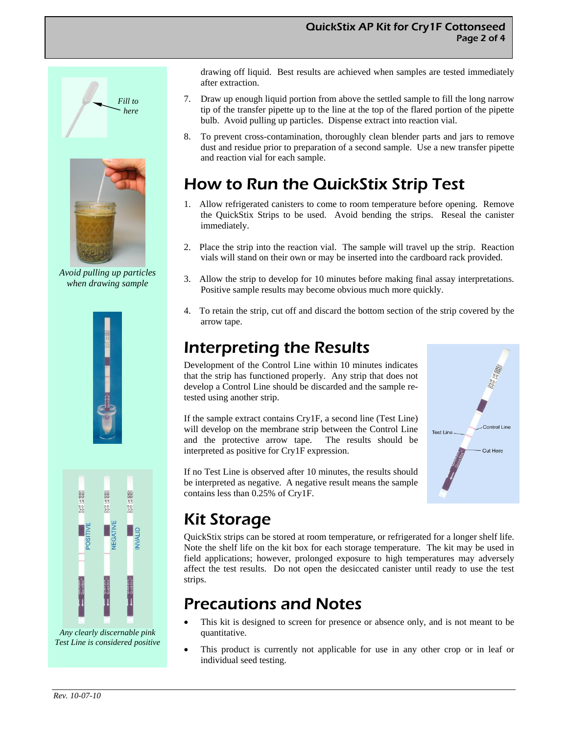drawing off liquid. Best results are achieved when samples are tested immediately after extraction.

7. Draw up enough liquid portion from above the settled sample to fill the long narrow tip of the transfer pipette up to the line at the top of the flared portion of the pipette bulb. Avoid pulling up particles. Dispense extract into reaction vial.
8. To prevent cross-contamination, thoroughly clean blender parts and jars to remove dust and residue prior to preparation of a second sample. Use a new transfer pipette and reaction vial for each sample.

*Fill to here*

*Avoid pulling up particles when drawing sample*

## How to Run the QuickStix Strip Test

1. Allow refrigerated canisters to come to room temperature before opening. Remove the QuickStix Strips to be used. Avoid bending the strips. Reseal the canister immediately.
2. Place the strip into the reaction vial. The sample will travel up the strip. Reaction vials will stand on their own or may be inserted into the cardboard rack provided.
3. Allow the strip to develop for 10 minutes before making final assay interpretations. Positive sample results may become obvious much more quickly.
4. To retain the strip, cut off and discard the bottom section of the strip covered by the arrow tape.

## Interpreting the Results

Development of the Control Line within 10 minutes indicates that the strip has functioned properly. Any strip that does not develop a Control Line should be discarded and the sample re-tested using another strip.

If the sample extract contains Cry1F, a second line (Test Line) will develop on the membrane strip between the Control Line and the protective arrow tape. The results should be interpreted as positive for Cry1F expression.

If no Test Line is observed after 10 minutes, the results should be interpreted as negative. A negative result means the sample contains less than 0.25% of Cry1F.

Test Line — Control Line — Cut Here

POSITIVE — NEGATIVE — INVALID

*Any clearly discernable pink Test Line is considered positive*

## Kit Storage

QuickStix strips can be stored at room temperature, or refrigerated for a longer shelf life. Note the shelf life on the kit box for each storage temperature. The kit may be used in field applications; however, prolonged exposure to high temperatures may adversely affect the test results. Do not open the desiccated canister until ready to use the test strips.

## Precautions and Notes

- This kit is designed to screen for presence or absence only, and is not meant to be quantitative.
- This product is currently not applicable for use in any other crop or in leaf or individual seed testing.

*Rev. 10-07-10*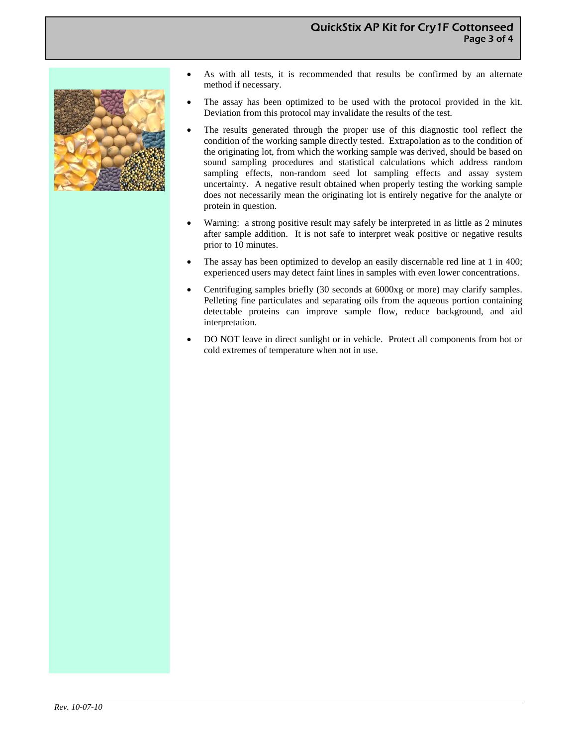- As with all tests, it is recommended that results be confirmed by an alternate method if necessary.
- The assay has been optimized to be used with the protocol provided in the kit. Deviation from this protocol may invalidate the results of the test.
- The results generated through the proper use of this diagnostic tool reflect the condition of the working sample directly tested. Extrapolation as to the condition of the originating lot, from which the working sample was derived, should be based on sound sampling procedures and statistical calculations which address random sampling effects, non-random seed lot sampling effects and assay system uncertainty. A negative result obtained when properly testing the working sample does not necessarily mean the originating lot is entirely negative for the analyte or protein in question.
- Warning: a strong positive result may safely be interpreted in as little as 2 minutes after sample addition. It is not safe to interpret weak positive or negative results prior to 10 minutes.
- The assay has been optimized to develop an easily discernable red line at 1 in 400; experienced users may detect faint lines in samples with even lower concentrations.
- Centrifuging samples briefly (30 seconds at 6000xg or more) may clarify samples. Pelleting fine particulates and separating oils from the aqueous portion containing detectable proteins can improve sample flow, reduce background, and aid interpretation.
- DO NOT leave in direct sunlight or in vehicle. Protect all components from hot or cold extremes of temperature when not in use.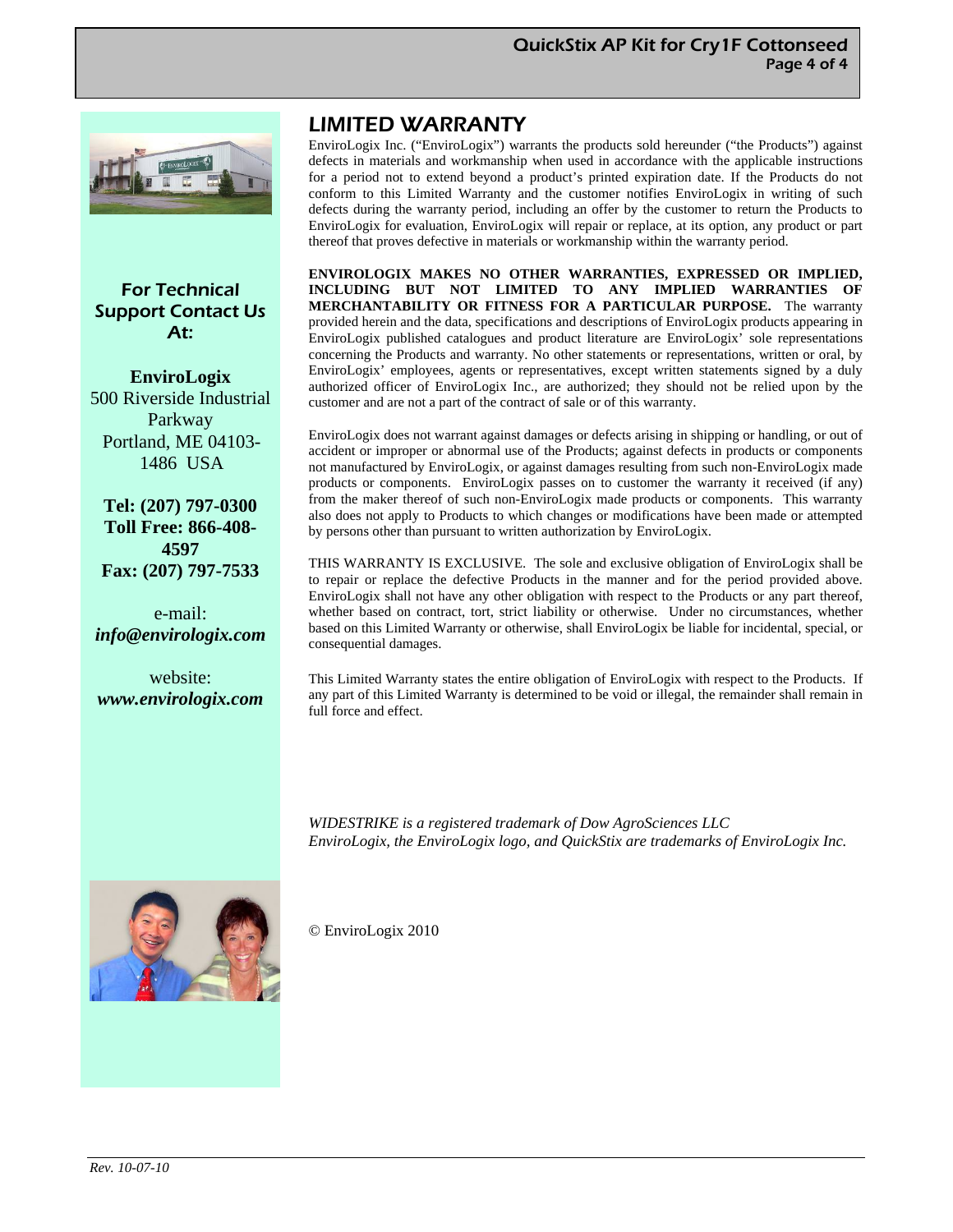## For Technical Support Contact Us At:

**EnviroLogix**
500 Riverside Industrial Parkway
Portland, ME 04103-1486 USA

**Tel: (207) 797-0300**
**Toll Free: 866-408-4597**
**Fax: (207) 797-7533**

e-mail:
***info@envirologix.com***

website:
***www.envirologix.com***

# LIMITED WARRANTY

EnviroLogix Inc. ("EnviroLogix") warrants the products sold hereunder ("the Products") against defects in materials and workmanship when used in accordance with the applicable instructions for a period not to extend beyond a product's printed expiration date. If the Products do not conform to this Limited Warranty and the customer notifies EnviroLogix in writing of such defects during the warranty period, including an offer by the customer to return the Products to EnviroLogix for evaluation, EnviroLogix will repair or replace, at its option, any product or part thereof that proves defective in materials or workmanship within the warranty period.

**ENVIROLOGIX MAKES NO OTHER WARRANTIES, EXPRESSED OR IMPLIED, INCLUDING BUT NOT LIMITED TO ANY IMPLIED WARRANTIES OF MERCHANTABILITY OR FITNESS FOR A PARTICULAR PURPOSE.** The warranty provided herein and the data, specifications and descriptions of EnviroLogix products appearing in EnviroLogix published catalogues and product literature are EnviroLogix' sole representations concerning the Products and warranty. No other statements or representations, written or oral, by EnviroLogix' employees, agents or representatives, except written statements signed by a duly authorized officer of EnviroLogix Inc., are authorized; they should not be relied upon by the customer and are not a part of the contract of sale or of this warranty.

EnviroLogix does not warrant against damages or defects arising in shipping or handling, or out of accident or improper or abnormal use of the Products; against defects in products or components not manufactured by EnviroLogix, or against damages resulting from such non-EnviroLogix made products or components. EnviroLogix passes on to customer the warranty it received (if any) from the maker thereof of such non-EnviroLogix made products or components. This warranty also does not apply to Products to which changes or modifications have been made or attempted by persons other than pursuant to written authorization by EnviroLogix.

THIS WARRANTY IS EXCLUSIVE. The sole and exclusive obligation of EnviroLogix shall be to repair or replace the defective Products in the manner and for the period provided above. EnviroLogix shall not have any other obligation with respect to the Products or any part thereof, whether based on contract, tort, strict liability or otherwise. Under no circumstances, whether based on this Limited Warranty or otherwise, shall EnviroLogix be liable for incidental, special, or consequential damages.

This Limited Warranty states the entire obligation of EnviroLogix with respect to the Products. If any part of this Limited Warranty is determined to be void or illegal, the remainder shall remain in full force and effect.

*WIDESTRIKE is a registered trademark of Dow AgroSciences LLC*
*EnviroLogix, the EnviroLogix logo, and QuickStix are trademarks of EnviroLogix Inc.*

© EnviroLogix 2010

*Rev. 10-07-10*